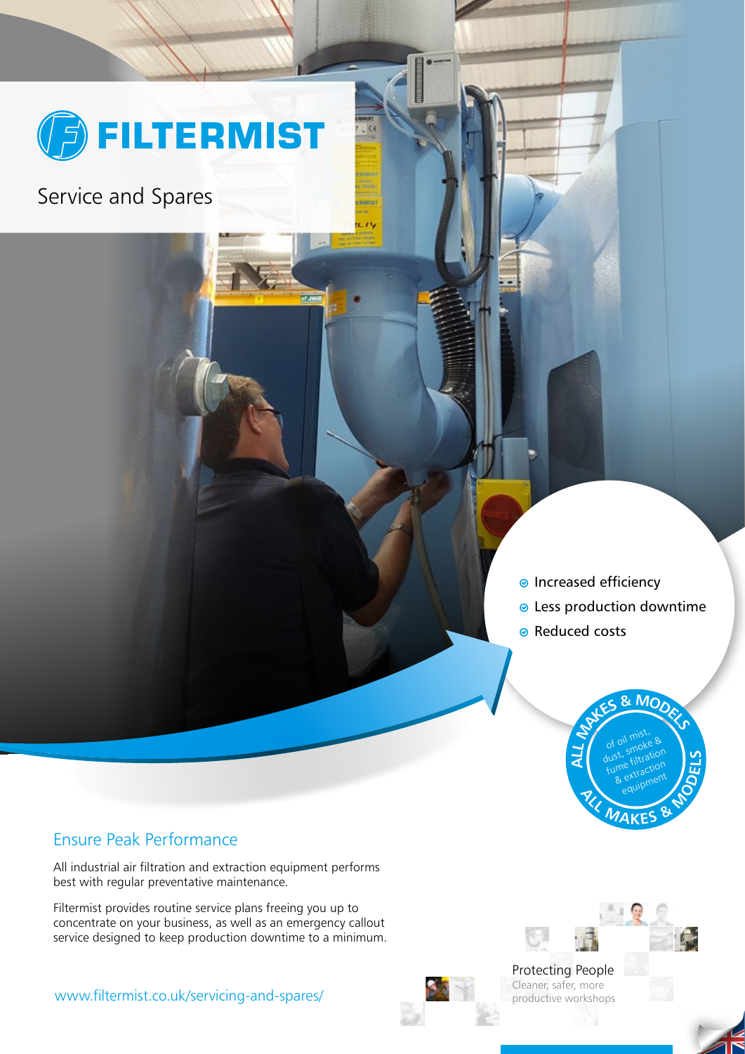# FILTERMIST

Service and Spares

- Increased efficiency
- Less production downtime
- Reduced costs

ALL MAKES & MODELS of oil mist, dust, smoke & fume filtration & extraction equipment ALL MAKES & MODELS

## Ensure Peak Performance

All industrial air filtration and extraction equipment performs best with regular preventative maintenance.

Filtermist provides routine service plans freeing you up to concentrate on your business, as well as an emergency callout service designed to keep production downtime to a minimum.

www.filtermist.co.uk/servicing-and-spares/

Protecting People
Cleaner, safer, more productive workshops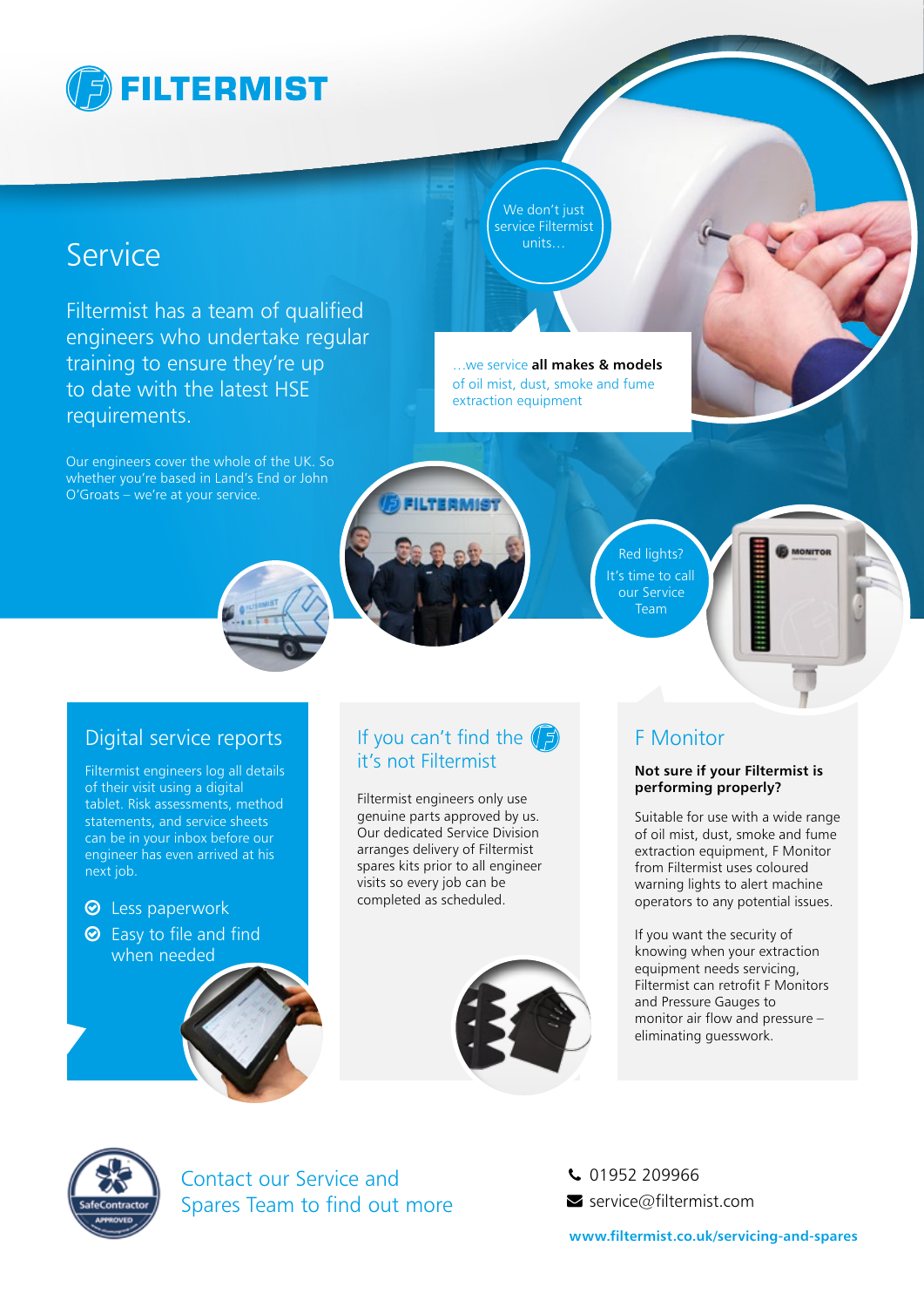# FILTERMIST

## Service

Filtermist has a team of qualified engineers who undertake regular training to ensure they're up to date with the latest HSE requirements.

Our engineers cover the whole of the UK. So whether you're based in Land's End or John O'Groats – we're at your service.

We don't just service Filtermist units…

…we service **all makes & models** of oil mist, dust, smoke and fume extraction equipment

Red lights? It's time to call our Service Team

## Digital service reports

Filtermist engineers log all details of their visit using a digital tablet. Risk assessments, method statements, and service sheets can be in your inbox before our engineer has even arrived at his next job.

- Less paperwork
- Easy to file and find when needed

## If you can't find the F it's not Filtermist

Filtermist engineers only use genuine parts approved by us. Our dedicated Service Division arranges delivery of Filtermist spares kits prior to all engineer visits so every job can be completed as scheduled.

## F Monitor

**Not sure if your Filtermist is performing properly?**

Suitable for use with a wide range of oil mist, dust, smoke and fume extraction equipment, F Monitor from Filtermist uses coloured warning lights to alert machine operators to any potential issues.

If you want the security of knowing when your extraction equipment needs servicing, Filtermist can retrofit F Monitors and Pressure Gauges to monitor air flow and pressure – eliminating guesswork.

SafeContractor APPROVED

Contact our Service and Spares Team to find out more

01952 209966

service@filtermist.com

**www.filtermist.co.uk/servicing-and-spares**